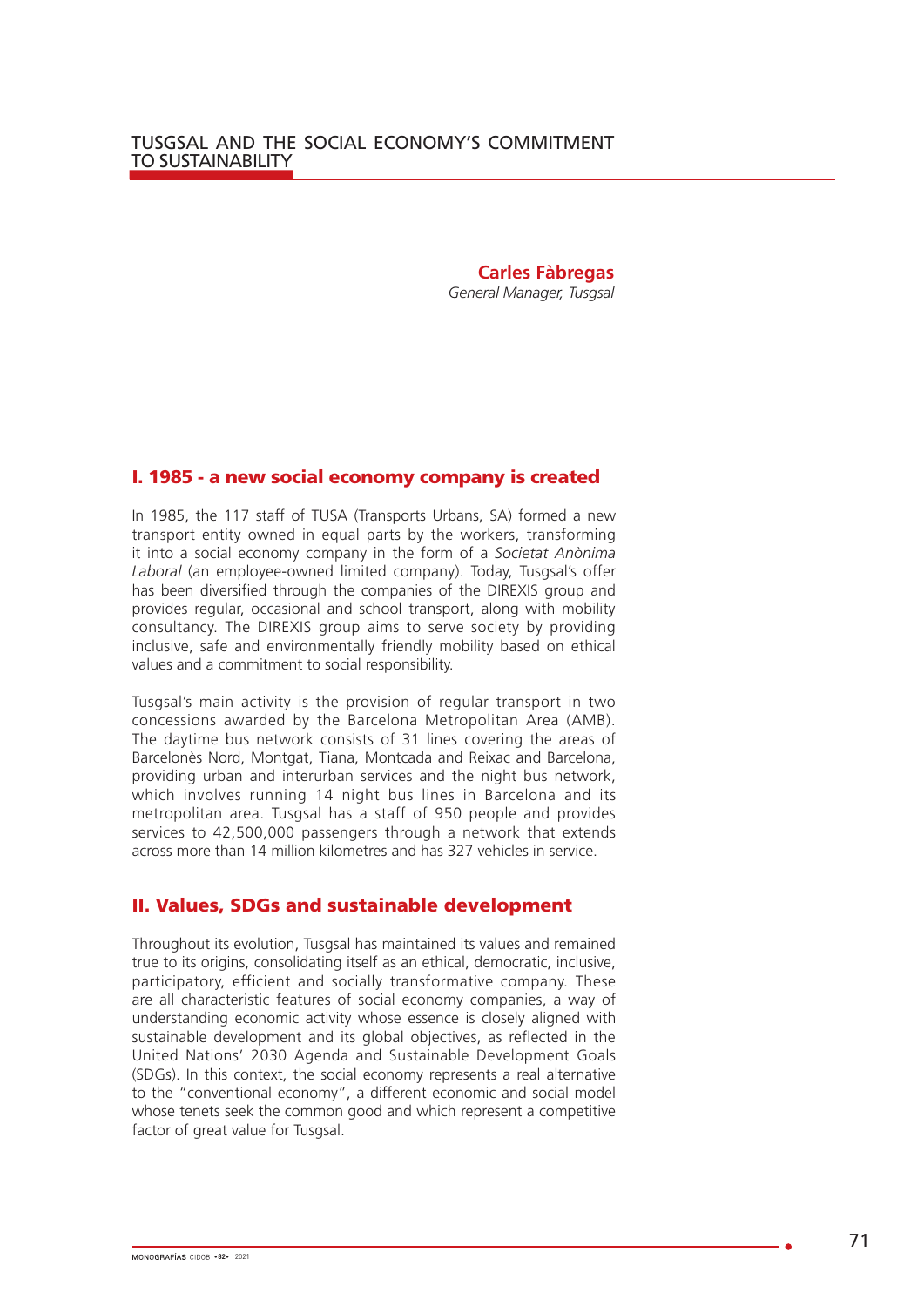# TUSGSAL AND THE SOCIAL ECONOMY'S COMMITMENT TO SUSTAINABILITY

**Carles Fàbregas**
*General Manager, Tusgsal*

## I. 1985 - a new social economy company is created

In 1985, the 117 staff of TUSA (Transports Urbans, SA) formed a new transport entity owned in equal parts by the workers, transforming it into a social economy company in the form of a *Societat Anònima Laboral* (an employee-owned limited company). Today, Tusgsal's offer has been diversified through the companies of the DIREXIS group and provides regular, occasional and school transport, along with mobility consultancy. The DIREXIS group aims to serve society by providing inclusive, safe and environmentally friendly mobility based on ethical values and a commitment to social responsibility.

Tusgsal's main activity is the provision of regular transport in two concessions awarded by the Barcelona Metropolitan Area (AMB). The daytime bus network consists of 31 lines covering the areas of Barcelonès Nord, Montgat, Tiana, Montcada and Reixac and Barcelona, providing urban and interurban services and the night bus network, which involves running 14 night bus lines in Barcelona and its metropolitan area. Tusgsal has a staff of 950 people and provides services to 42,500,000 passengers through a network that extends across more than 14 million kilometres and has 327 vehicles in service.

## II. Values, SDGs and sustainable development

Throughout its evolution, Tusgsal has maintained its values and remained true to its origins, consolidating itself as an ethical, democratic, inclusive, participatory, efficient and socially transformative company. These are all characteristic features of social economy companies, a way of understanding economic activity whose essence is closely aligned with sustainable development and its global objectives, as reflected in the United Nations' 2030 Agenda and Sustainable Development Goals (SDGs). In this context, the social economy represents a real alternative to the "conventional economy", a different economic and social model whose tenets seek the common good and which represent a competitive factor of great value for Tusgsal.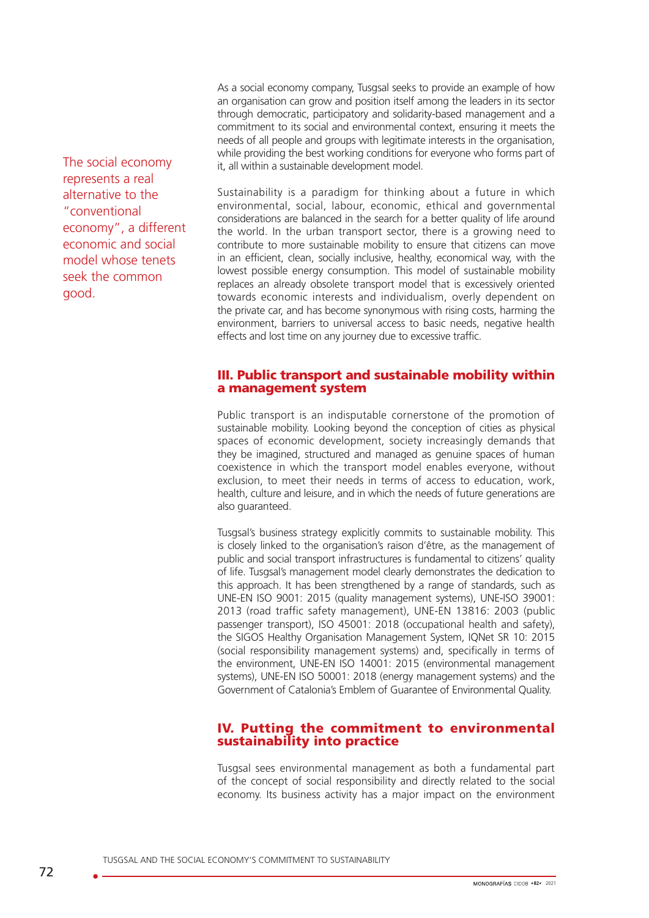As a social economy company, Tusgsal seeks to provide an example of how an organisation can grow and position itself among the leaders in its sector through democratic, participatory and solidarity-based management and a commitment to its social and environmental context, ensuring it meets the needs of all people and groups with legitimate interests in the organisation, while providing the best working conditions for everyone who forms part of it, all within a sustainable development model.

The social economy represents a real alternative to the "conventional economy", a different economic and social model whose tenets seek the common good.

Sustainability is a paradigm for thinking about a future in which environmental, social, labour, economic, ethical and governmental considerations are balanced in the search for a better quality of life around the world. In the urban transport sector, there is a growing need to contribute to more sustainable mobility to ensure that citizens can move in an efficient, clean, socially inclusive, healthy, economical way, with the lowest possible energy consumption. This model of sustainable mobility replaces an already obsolete transport model that is excessively oriented towards economic interests and individualism, overly dependent on the private car, and has become synonymous with rising costs, harming the environment, barriers to universal access to basic needs, negative health effects and lost time on any journey due to excessive traffic.

## III. Public transport and sustainable mobility within a management system

Public transport is an indisputable cornerstone of the promotion of sustainable mobility. Looking beyond the conception of cities as physical spaces of economic development, society increasingly demands that they be imagined, structured and managed as genuine spaces of human coexistence in which the transport model enables everyone, without exclusion, to meet their needs in terms of access to education, work, health, culture and leisure, and in which the needs of future generations are also guaranteed.

Tusgsal's business strategy explicitly commits to sustainable mobility. This is closely linked to the organisation's raison d'être, as the management of public and social transport infrastructures is fundamental to citizens' quality of life. Tusgsal's management model clearly demonstrates the dedication to this approach. It has been strengthened by a range of standards, such as UNE-EN ISO 9001: 2015 (quality management systems), UNE-ISO 39001: 2013 (road traffic safety management), UNE-EN 13816: 2003 (public passenger transport), ISO 45001: 2018 (occupational health and safety), the SIGOS Healthy Organisation Management System, IQNet SR 10: 2015 (social responsibility management systems) and, specifically in terms of the environment, UNE-EN ISO 14001: 2015 (environmental management systems), UNE-EN ISO 50001: 2018 (energy management systems) and the Government of Catalonia's Emblem of Guarantee of Environmental Quality.

## IV. Putting the commitment to environmental sustainability into practice

Tusgsal sees environmental management as both a fundamental part of the concept of social responsibility and directly related to the social economy. Its business activity has a major impact on the environment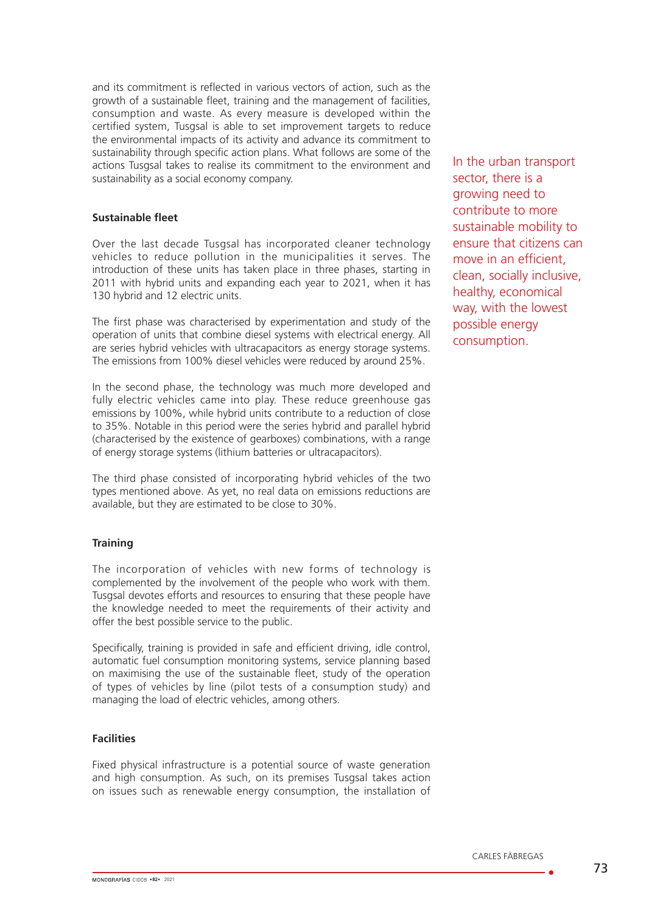and its commitment is reflected in various vectors of action, such as the growth of a sustainable fleet, training and the management of facilities, consumption and waste. As every measure is developed within the certified system, Tusgsal is able to set improvement targets to reduce the environmental impacts of its activity and advance its commitment to sustainability through specific action plans. What follows are some of the actions Tusgsal takes to realise its commitment to the environment and sustainability as a social economy company.

In the urban transport sector, there is a growing need to contribute to more sustainable mobility to ensure that citizens can move in an efficient, clean, socially inclusive, healthy, economical way, with the lowest possible energy consumption.

### Sustainable fleet

Over the last decade Tusgsal has incorporated cleaner technology vehicles to reduce pollution in the municipalities it serves. The introduction of these units has taken place in three phases, starting in 2011 with hybrid units and expanding each year to 2021, when it has 130 hybrid and 12 electric units.

The first phase was characterised by experimentation and study of the operation of units that combine diesel systems with electrical energy. All are series hybrid vehicles with ultracapacitors as energy storage systems. The emissions from 100% diesel vehicles were reduced by around 25%.

In the second phase, the technology was much more developed and fully electric vehicles came into play. These reduce greenhouse gas emissions by 100%, while hybrid units contribute to a reduction of close to 35%. Notable in this period were the series hybrid and parallel hybrid (characterised by the existence of gearboxes) combinations, with a range of energy storage systems (lithium batteries or ultracapacitors).

The third phase consisted of incorporating hybrid vehicles of the two types mentioned above. As yet, no real data on emissions reductions are available, but they are estimated to be close to 30%.

### Training

The incorporation of vehicles with new forms of technology is complemented by the involvement of the people who work with them. Tusgsal devotes efforts and resources to ensuring that these people have the knowledge needed to meet the requirements of their activity and offer the best possible service to the public.

Specifically, training is provided in safe and efficient driving, idle control, automatic fuel consumption monitoring systems, service planning based on maximising the use of the sustainable fleet, study of the operation of types of vehicles by line (pilot tests of a consumption study) and managing the load of electric vehicles, among others.

### Facilities

Fixed physical infrastructure is a potential source of waste generation and high consumption. As such, on its premises Tusgsal takes action on issues such as renewable energy consumption, the installation of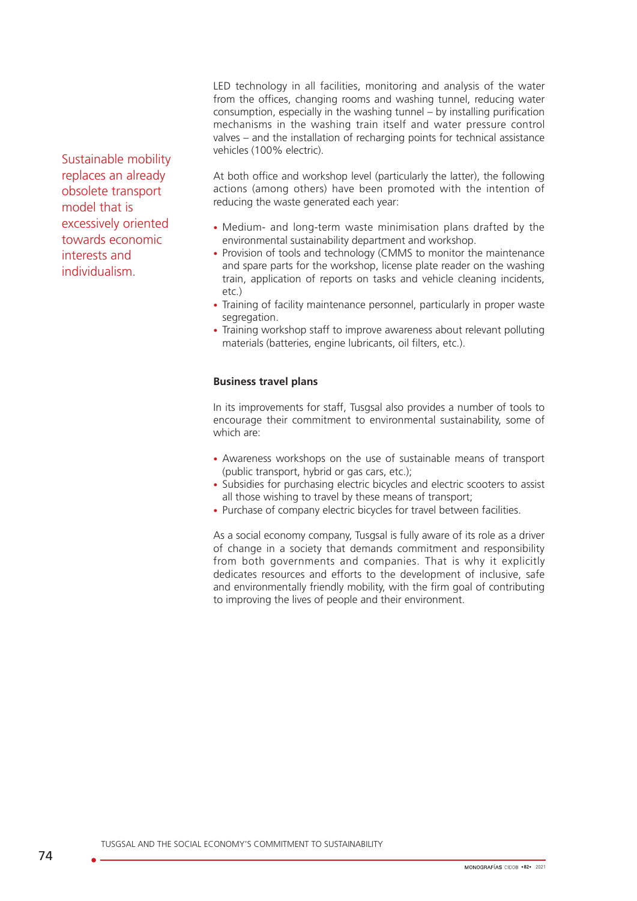LED technology in all facilities, monitoring and analysis of the water from the offices, changing rooms and washing tunnel, reducing water consumption, especially in the washing tunnel – by installing purification mechanisms in the washing train itself and water pressure control valves – and the installation of recharging points for technical assistance vehicles (100% electric).

Sustainable mobility replaces an already obsolete transport model that is excessively oriented towards economic interests and individualism.

At both office and workshop level (particularly the latter), the following actions (among others) have been promoted with the intention of reducing the waste generated each year:

- Medium- and long-term waste minimisation plans drafted by the environmental sustainability department and workshop.
- Provision of tools and technology (CMMS to monitor the maintenance and spare parts for the workshop, license plate reader on the washing train, application of reports on tasks and vehicle cleaning incidents, etc.)
- Training of facility maintenance personnel, particularly in proper waste segregation.
- Training workshop staff to improve awareness about relevant polluting materials (batteries, engine lubricants, oil filters, etc.).

**Business travel plans**

In its improvements for staff, Tusgsal also provides a number of tools to encourage their commitment to environmental sustainability, some of which are:

- Awareness workshops on the use of sustainable means of transport (public transport, hybrid or gas cars, etc.);
- Subsidies for purchasing electric bicycles and electric scooters to assist all those wishing to travel by these means of transport;
- Purchase of company electric bicycles for travel between facilities.

As a social economy company, Tusgsal is fully aware of its role as a driver of change in a society that demands commitment and responsibility from both governments and companies. That is why it explicitly dedicates resources and efforts to the development of inclusive, safe and environmentally friendly mobility, with the firm goal of contributing to improving the lives of people and their environment.